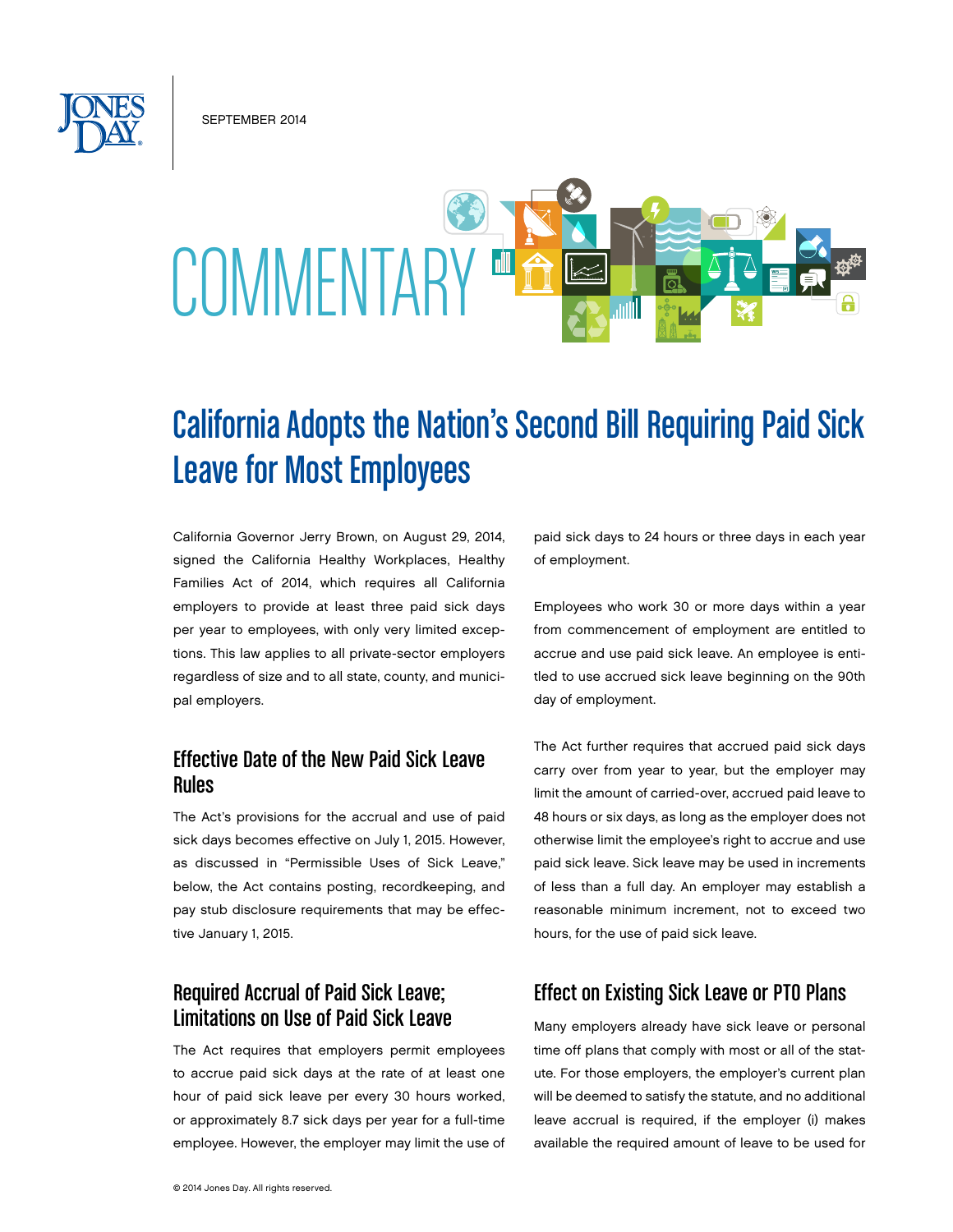SEPTEMBER 2014

COMMENTARY

# California Adopts the Nation's Second Bill Requiring Paid Sick Leave for Most Employees

California Governor Jerry Brown, on August 29, 2014, signed the California Healthy Workplaces, Healthy Families Act of 2014, which requires all California employers to provide at least three paid sick days per year to employees, with only very limited exceptions. This law applies to all private-sector employers regardless of size and to all state, county, and municipal employers.

## Effective Date of the New Paid Sick Leave Rules

The Act's provisions for the accrual and use of paid sick days becomes effective on July 1, 2015. However, as discussed in "Permissible Uses of Sick Leave," below, the Act contains posting, recordkeeping, and pay stub disclosure requirements that may be effective January 1, 2015.

## Required Accrual of Paid Sick Leave; Limitations on Use of Paid Sick Leave

The Act requires that employers permit employees to accrue paid sick days at the rate of at least one hour of paid sick leave per every 30 hours worked, or approximately 8.7 sick days per year for a full-time employee. However, the employer may limit the use of paid sick days to 24 hours or three days in each year of employment.

Employees who work 30 or more days within a year from commencement of employment are entitled to accrue and use paid sick leave. An employee is entitled to use accrued sick leave beginning on the 90th day of employment.

The Act further requires that accrued paid sick days carry over from year to year, but the employer may limit the amount of carried-over, accrued paid leave to 48 hours or six days, as long as the employer does not otherwise limit the employee's right to accrue and use paid sick leave. Sick leave may be used in increments of less than a full day. An employer may establish a reasonable minimum increment, not to exceed two hours, for the use of paid sick leave.

## Effect on Existing Sick Leave or PTO Plans

Many employers already have sick leave or personal time off plans that comply with most or all of the statute. For those employers, the employer's current plan will be deemed to satisfy the statute, and no additional leave accrual is required, if the employer (i) makes available the required amount of leave to be used for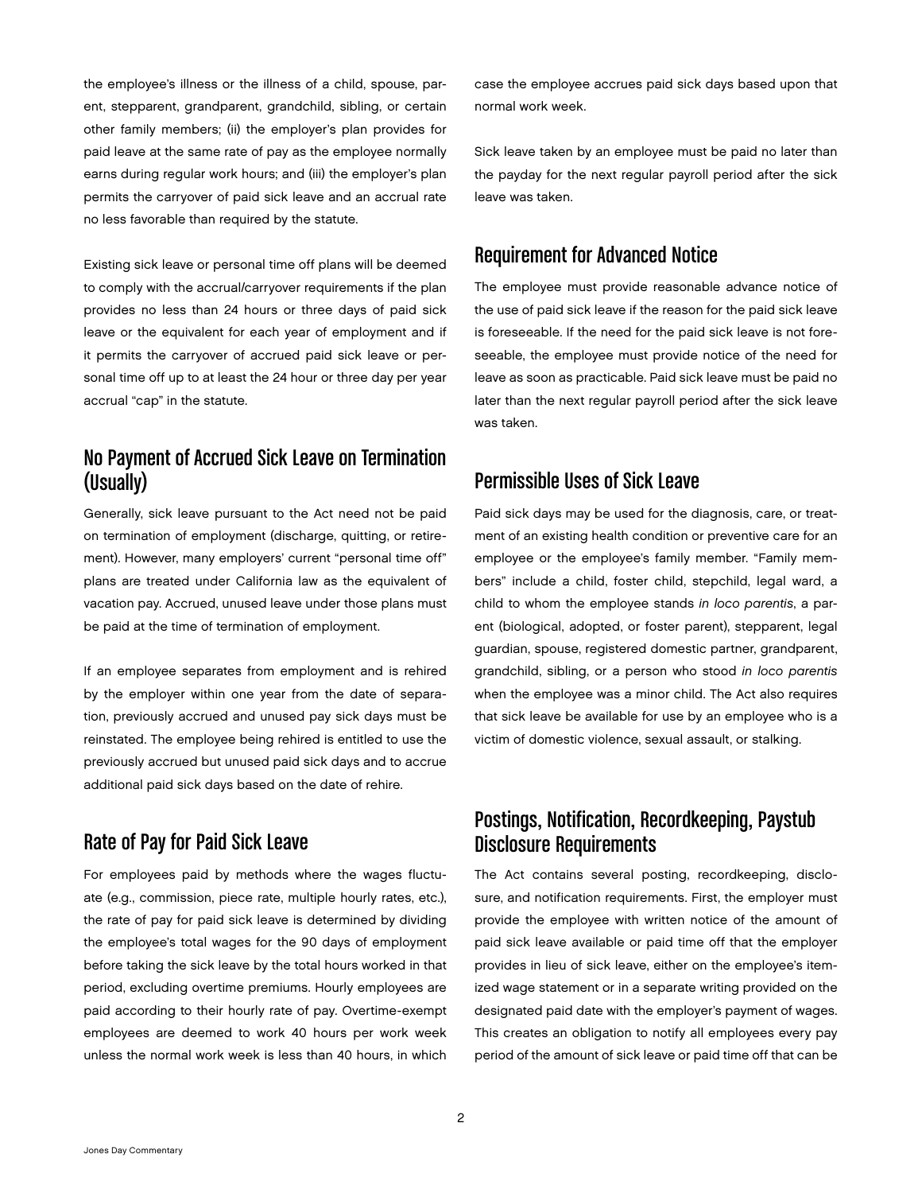the employee's illness or the illness of a child, spouse, parent, stepparent, grandparent, grandchild, sibling, or certain other family members; (ii) the employer's plan provides for paid leave at the same rate of pay as the employee normally earns during regular work hours; and (iii) the employer's plan permits the carryover of paid sick leave and an accrual rate no less favorable than required by the statute.

Existing sick leave or personal time off plans will be deemed to comply with the accrual/carryover requirements if the plan provides no less than 24 hours or three days of paid sick leave or the equivalent for each year of employment and if it permits the carryover of accrued paid sick leave or personal time off up to at least the 24 hour or three day per year accrual "cap" in the statute.

## No Payment of Accrued Sick Leave on Termination (Usually)

Generally, sick leave pursuant to the Act need not be paid on termination of employment (discharge, quitting, or retirement). However, many employers' current "personal time off" plans are treated under California law as the equivalent of vacation pay. Accrued, unused leave under those plans must be paid at the time of termination of employment.

If an employee separates from employment and is rehired by the employer within one year from the date of separation, previously accrued and unused pay sick days must be reinstated. The employee being rehired is entitled to use the previously accrued but unused paid sick days and to accrue additional paid sick days based on the date of rehire.

## Rate of Pay for Paid Sick Leave

For employees paid by methods where the wages fluctuate (e.g., commission, piece rate, multiple hourly rates, etc.), the rate of pay for paid sick leave is determined by dividing the employee's total wages for the 90 days of employment before taking the sick leave by the total hours worked in that period, excluding overtime premiums. Hourly employees are paid according to their hourly rate of pay. Overtime-exempt employees are deemed to work 40 hours per work week unless the normal work week is less than 40 hours, in which case the employee accrues paid sick days based upon that normal work week.

Sick leave taken by an employee must be paid no later than the payday for the next regular payroll period after the sick leave was taken.

## Requirement for Advanced Notice

The employee must provide reasonable advance notice of the use of paid sick leave if the reason for the paid sick leave is foreseeable. If the need for the paid sick leave is not foreseeable, the employee must provide notice of the need for leave as soon as practicable. Paid sick leave must be paid no later than the next regular payroll period after the sick leave was taken.

## Permissible Uses of Sick Leave

Paid sick days may be used for the diagnosis, care, or treatment of an existing health condition or preventive care for an employee or the employee's family member. "Family members" include a child, foster child, stepchild, legal ward, a child to whom the employee stands *in loco parentis*, a parent (biological, adopted, or foster parent), stepparent, legal guardian, spouse, registered domestic partner, grandparent, grandchild, sibling, or a person who stood *in loco parentis* when the employee was a minor child. The Act also requires that sick leave be available for use by an employee who is a victim of domestic violence, sexual assault, or stalking.

## Postings, Notification, Recordkeeping, Paystub Disclosure Requirements

The Act contains several posting, recordkeeping, disclosure, and notification requirements. First, the employer must provide the employee with written notice of the amount of paid sick leave available or paid time off that the employer provides in lieu of sick leave, either on the employee's itemized wage statement or in a separate writing provided on the designated paid date with the employer's payment of wages. This creates an obligation to notify all employees every pay period of the amount of sick leave or paid time off that can be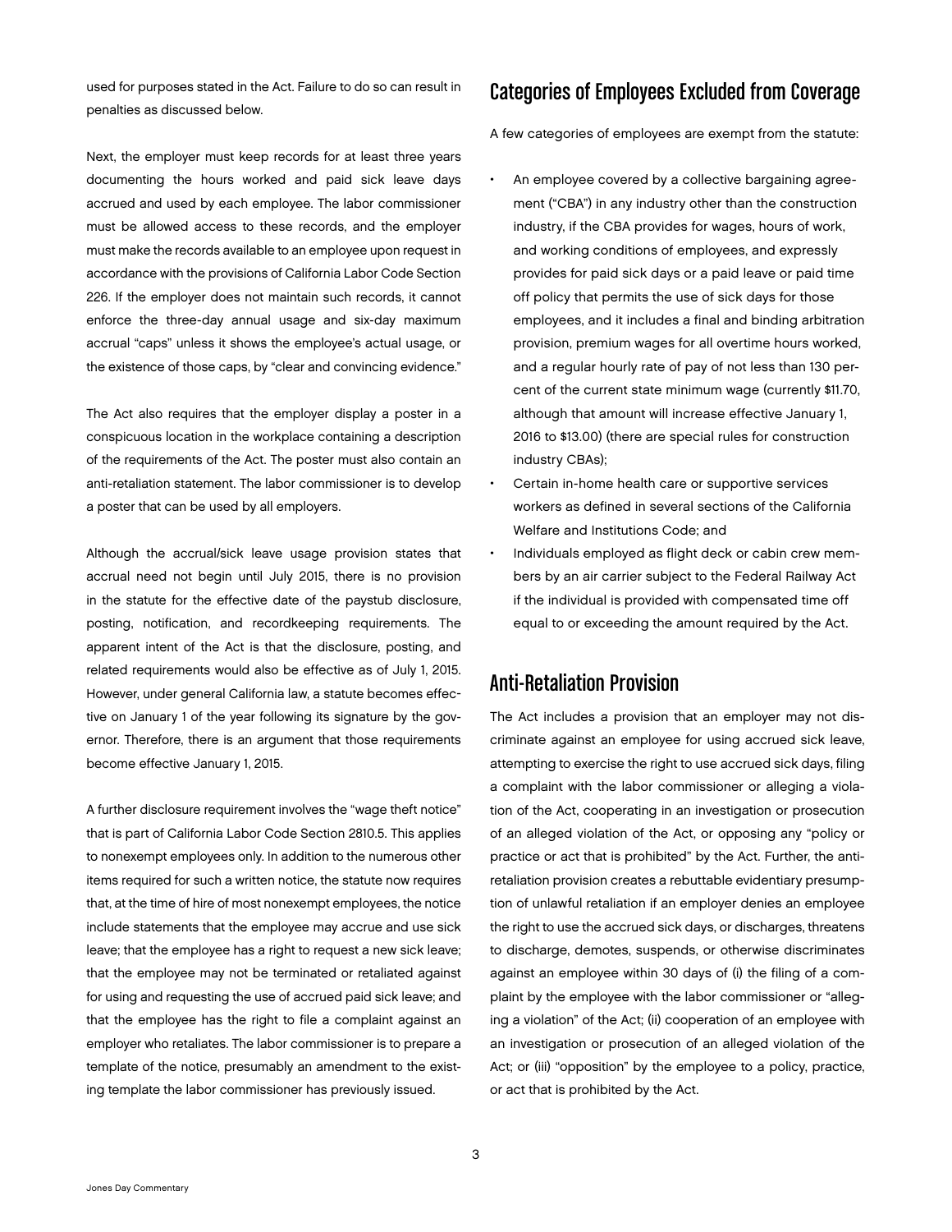used for purposes stated in the Act. Failure to do so can result in penalties as discussed below.

Next, the employer must keep records for at least three years documenting the hours worked and paid sick leave days accrued and used by each employee. The labor commissioner must be allowed access to these records, and the employer must make the records available to an employee upon request in accordance with the provisions of California Labor Code Section 226. If the employer does not maintain such records, it cannot enforce the three-day annual usage and six-day maximum accrual "caps" unless it shows the employee's actual usage, or the existence of those caps, by "clear and convincing evidence."

The Act also requires that the employer display a poster in a conspicuous location in the workplace containing a description of the requirements of the Act. The poster must also contain an anti-retaliation statement. The labor commissioner is to develop a poster that can be used by all employers.

Although the accrual/sick leave usage provision states that accrual need not begin until July 2015, there is no provision in the statute for the effective date of the paystub disclosure, posting, notification, and recordkeeping requirements. The apparent intent of the Act is that the disclosure, posting, and related requirements would also be effective as of July 1, 2015. However, under general California law, a statute becomes effective on January 1 of the year following its signature by the governor. Therefore, there is an argument that those requirements become effective January 1, 2015.

A further disclosure requirement involves the "wage theft notice" that is part of California Labor Code Section 2810.5. This applies to nonexempt employees only. In addition to the numerous other items required for such a written notice, the statute now requires that, at the time of hire of most nonexempt employees, the notice include statements that the employee may accrue and use sick leave; that the employee has a right to request a new sick leave; that the employee may not be terminated or retaliated against for using and requesting the use of accrued paid sick leave; and that the employee has the right to file a complaint against an employer who retaliates. The labor commissioner is to prepare a template of the notice, presumably an amendment to the existing template the labor commissioner has previously issued.

## Categories of Employees Excluded from Coverage

A few categories of employees are exempt from the statute:

- An employee covered by a collective bargaining agreement ("CBA") in any industry other than the construction industry, if the CBA provides for wages, hours of work, and working conditions of employees, and expressly provides for paid sick days or a paid leave or paid time off policy that permits the use of sick days for those employees, and it includes a final and binding arbitration provision, premium wages for all overtime hours worked, and a regular hourly rate of pay of not less than 130 percent of the current state minimum wage (currently $11.70, although that amount will increase effective January 1, 2016 to $13.00) (there are special rules for construction industry CBAs);
- Certain in-home health care or supportive services workers as defined in several sections of the California Welfare and Institutions Code; and
- Individuals employed as flight deck or cabin crew members by an air carrier subject to the Federal Railway Act if the individual is provided with compensated time off equal to or exceeding the amount required by the Act.

## Anti-Retaliation Provision

The Act includes a provision that an employer may not discriminate against an employee for using accrued sick leave, attempting to exercise the right to use accrued sick days, filing a complaint with the labor commissioner or alleging a violation of the Act, cooperating in an investigation or prosecution of an alleged violation of the Act, or opposing any "policy or practice or act that is prohibited" by the Act. Further, the anti-retaliation provision creates a rebuttable evidentiary presumption of unlawful retaliation if an employer denies an employee the right to use the accrued sick days, or discharges, threatens to discharge, demotes, suspends, or otherwise discriminates against an employee within 30 days of (i) the filing of a complaint by the employee with the labor commissioner or "alleging a violation" of the Act; (ii) cooperation of an employee with an investigation or prosecution of an alleged violation of the Act; or (iii) "opposition" by the employee to a policy, practice, or act that is prohibited by the Act.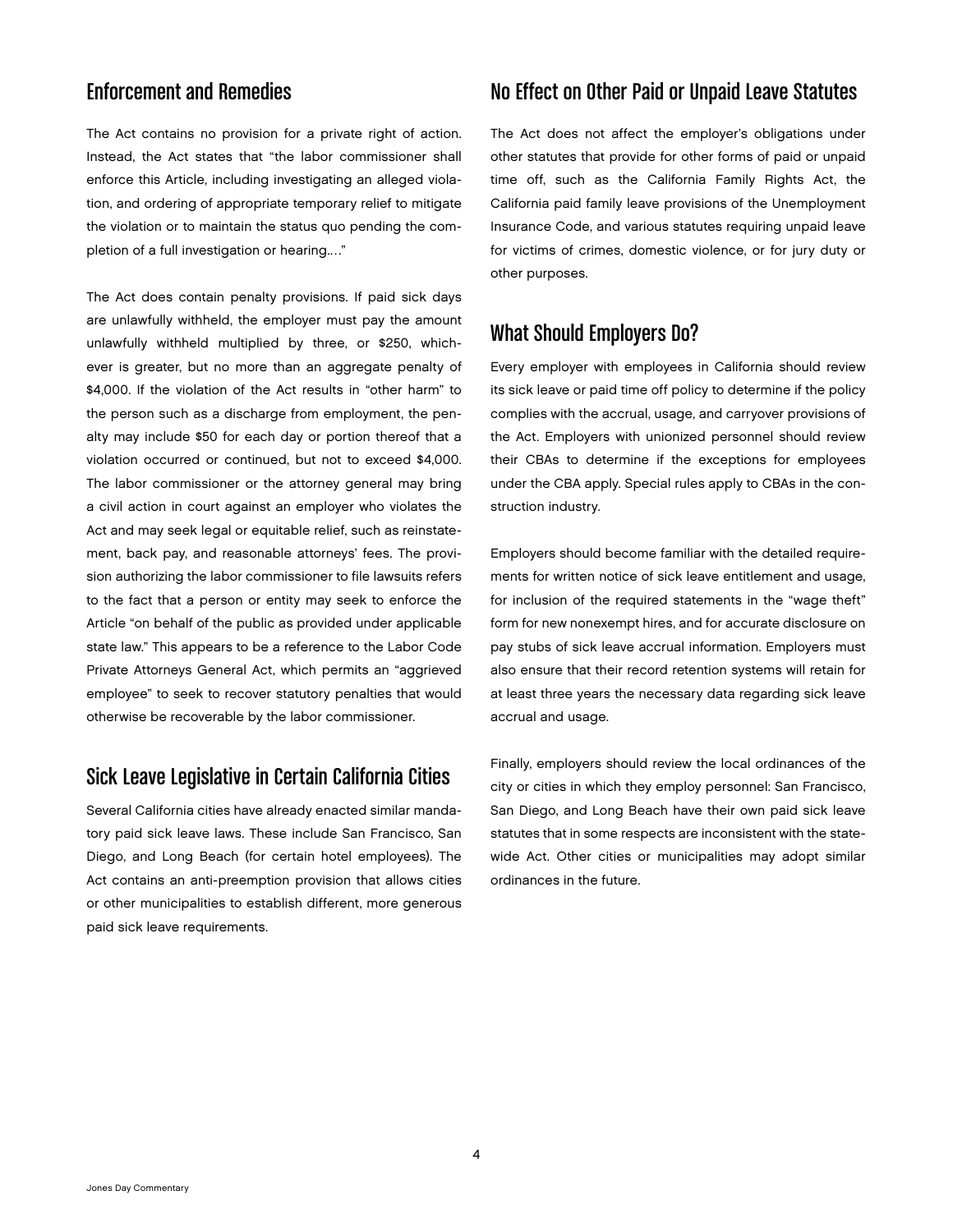## Enforcement and Remedies

The Act contains no provision for a private right of action. Instead, the Act states that "the labor commissioner shall enforce this Article, including investigating an alleged violation, and ordering of appropriate temporary relief to mitigate the violation or to maintain the status quo pending the completion of a full investigation or hearing…."

The Act does contain penalty provisions. If paid sick days are unlawfully withheld, the employer must pay the amount unlawfully withheld multiplied by three, or $250, whichever is greater, but no more than an aggregate penalty of $4,000. If the violation of the Act results in "other harm" to the person such as a discharge from employment, the penalty may include $50 for each day or portion thereof that a violation occurred or continued, but not to exceed $4,000. The labor commissioner or the attorney general may bring a civil action in court against an employer who violates the Act and may seek legal or equitable relief, such as reinstatement, back pay, and reasonable attorneys' fees. The provision authorizing the labor commissioner to file lawsuits refers to the fact that a person or entity may seek to enforce the Article "on behalf of the public as provided under applicable state law." This appears to be a reference to the Labor Code Private Attorneys General Act, which permits an "aggrieved employee" to seek to recover statutory penalties that would otherwise be recoverable by the labor commissioner.

## Sick Leave Legislative in Certain California Cities

Several California cities have already enacted similar mandatory paid sick leave laws. These include San Francisco, San Diego, and Long Beach (for certain hotel employees). The Act contains an anti-preemption provision that allows cities or other municipalities to establish different, more generous paid sick leave requirements.

## No Effect on Other Paid or Unpaid Leave Statutes

The Act does not affect the employer's obligations under other statutes that provide for other forms of paid or unpaid time off, such as the California Family Rights Act, the California paid family leave provisions of the Unemployment Insurance Code, and various statutes requiring unpaid leave for victims of crimes, domestic violence, or for jury duty or other purposes.

## What Should Employers Do?

Every employer with employees in California should review its sick leave or paid time off policy to determine if the policy complies with the accrual, usage, and carryover provisions of the Act. Employers with unionized personnel should review their CBAs to determine if the exceptions for employees under the CBA apply. Special rules apply to CBAs in the construction industry.

Employers should become familiar with the detailed requirements for written notice of sick leave entitlement and usage, for inclusion of the required statements in the "wage theft" form for new nonexempt hires, and for accurate disclosure on pay stubs of sick leave accrual information. Employers must also ensure that their record retention systems will retain for at least three years the necessary data regarding sick leave accrual and usage.

Finally, employers should review the local ordinances of the city or cities in which they employ personnel: San Francisco, San Diego, and Long Beach have their own paid sick leave statutes that in some respects are inconsistent with the statewide Act. Other cities or municipalities may adopt similar ordinances in the future.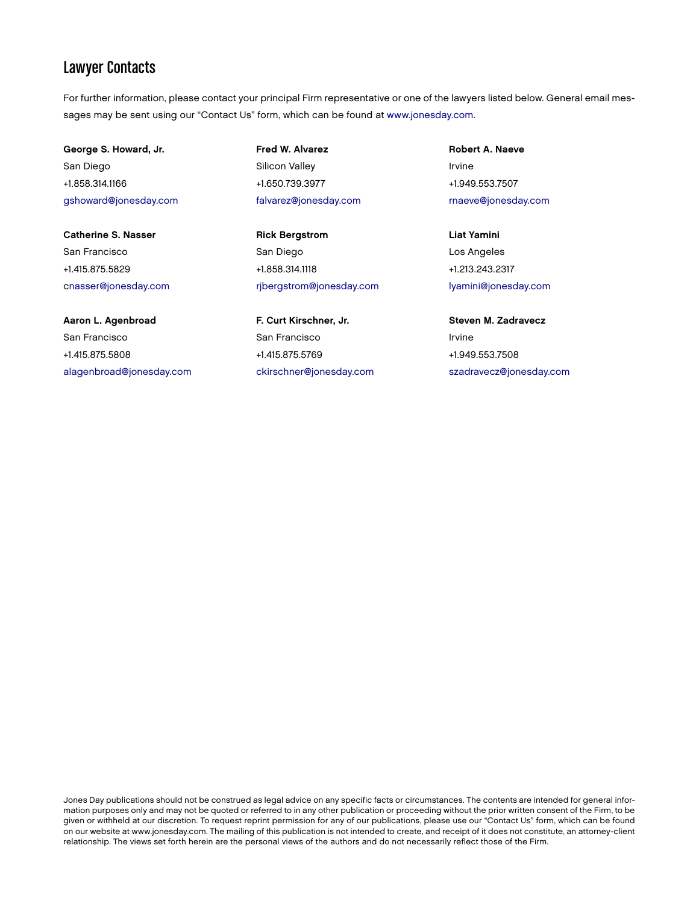## Lawyer Contacts

For further information, please contact your principal Firm representative or one of the lawyers listed below. General email messages may be sent using our "Contact Us" form, which can be found at www.jonesday.com.

**George S. Howard, Jr.**
San Diego
+1.858.314.1166
gshoward@jonesday.com

**Fred W. Alvarez**
Silicon Valley
+1.650.739.3977
falvarez@jonesday.com

**Robert A. Naeve**
Irvine
+1.949.553.7507
rnaeve@jonesday.com

**Catherine S. Nasser**
San Francisco
+1.415.875.5829
cnasser@jonesday.com

**Rick Bergstrom**
San Diego
+1.858.314.1118
rjbergstrom@jonesday.com

**Liat Yamini**
Los Angeles
+1.213.243.2317
lyamini@jonesday.com

**Aaron L. Agenbroad**
San Francisco
+1.415.875.5808
alagenbroad@jonesday.com

**F. Curt Kirschner, Jr.**
San Francisco
+1.415.875.5769
ckirschner@jonesday.com

**Steven M. Zadravecz**
Irvine
+1.949.553.7508
szadravecz@jonesday.com

Jones Day publications should not be construed as legal advice on any specific facts or circumstances. The contents are intended for general information purposes only and may not be quoted or referred to in any other publication or proceeding without the prior written consent of the Firm, to be given or withheld at our discretion. To request reprint permission for any of our publications, please use our "Contact Us" form, which can be found on our website at www.jonesday.com. The mailing of this publication is not intended to create, and receipt of it does not constitute, an attorney-client relationship. The views set forth herein are the personal views of the authors and do not necessarily reflect those of the Firm.